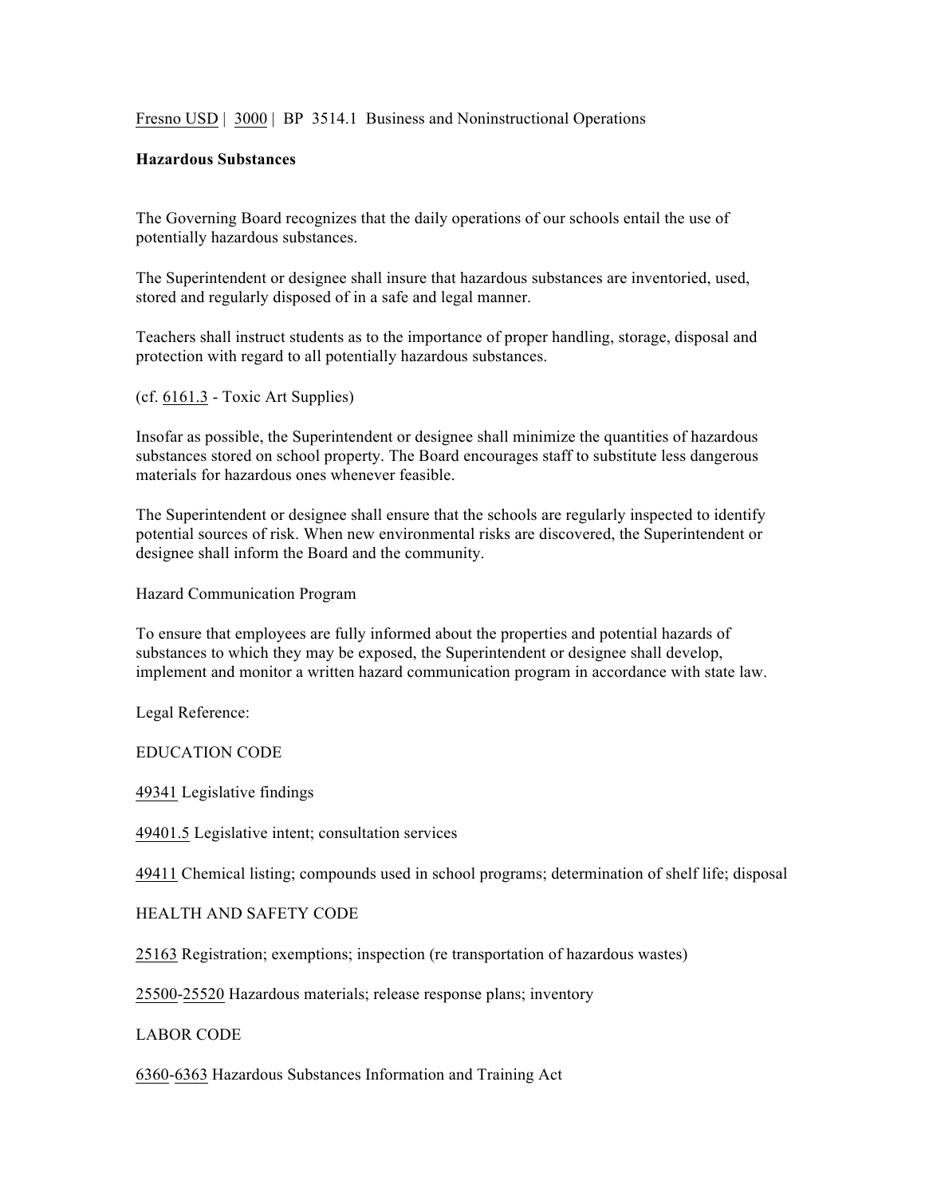Fresno USD | 3000 | BP 3514.1 Business and Noninstructional Operations

**Hazardous Substances**

The Governing Board recognizes that the daily operations of our schools entail the use of potentially hazardous substances.

The Superintendent or designee shall insure that hazardous substances are inventoried, used, stored and regularly disposed of in a safe and legal manner.

Teachers shall instruct students as to the importance of proper handling, storage, disposal and protection with regard to all potentially hazardous substances.

(cf. 6161.3 - Toxic Art Supplies)

Insofar as possible, the Superintendent or designee shall minimize the quantities of hazardous substances stored on school property. The Board encourages staff to substitute less dangerous materials for hazardous ones whenever feasible.

The Superintendent or designee shall ensure that the schools are regularly inspected to identify potential sources of risk. When new environmental risks are discovered, the Superintendent or designee shall inform the Board and the community.

Hazard Communication Program

To ensure that employees are fully informed about the properties and potential hazards of substances to which they may be exposed, the Superintendent or designee shall develop, implement and monitor a written hazard communication program in accordance with state law.

Legal Reference:

EDUCATION CODE

49341 Legislative findings

49401.5 Legislative intent; consultation services

49411 Chemical listing; compounds used in school programs; determination of shelf life; disposal

HEALTH AND SAFETY CODE

25163 Registration; exemptions; inspection (re transportation of hazardous wastes)

25500-25520 Hazardous materials; release response plans; inventory

LABOR CODE

6360-6363 Hazardous Substances Information and Training Act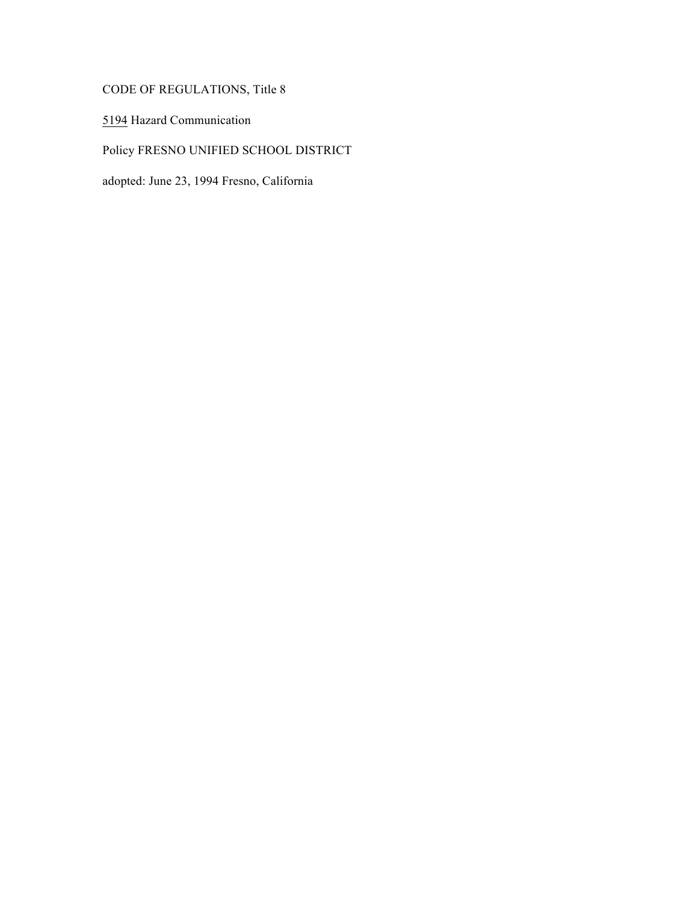CODE OF REGULATIONS, Title 8

<u>5194</u> Hazard Communication

Policy FRESNO UNIFIED SCHOOL DISTRICT

adopted: June 23, 1994 Fresno, California